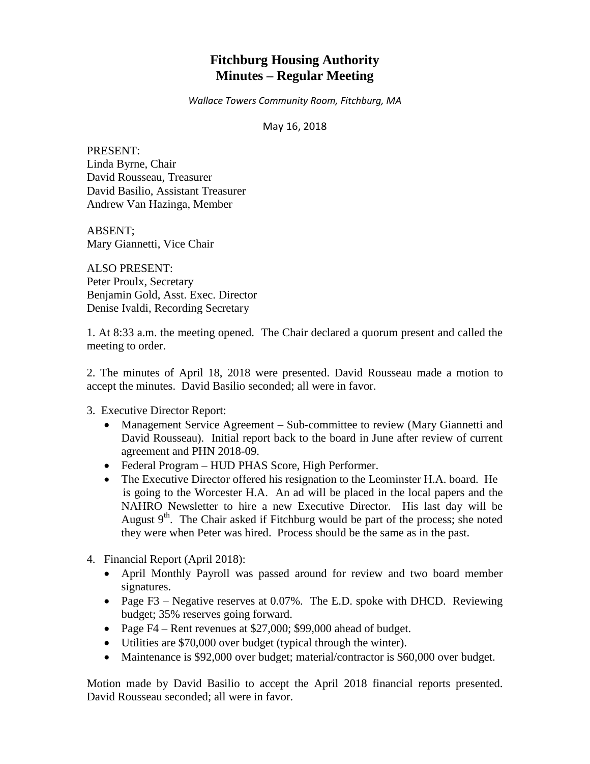# Fitchburg Housing Authority
# Minutes – Regular Meeting

*Wallace Towers Community Room, Fitchburg, MA*

May 16, 2018

PRESENT:
Linda Byrne, Chair
David Rousseau, Treasurer
David Basilio, Assistant Treasurer
Andrew Van Hazinga, Member

ABSENT;
Mary Giannetti, Vice Chair

ALSO PRESENT:
Peter Proulx, Secretary
Benjamin Gold, Asst. Exec. Director
Denise Ivaldi, Recording Secretary

1. At 8:33 a.m. the meeting opened. The Chair declared a quorum present and called the meeting to order.

2. The minutes of April 18, 2018 were presented. David Rousseau made a motion to accept the minutes. David Basilio seconded; all were in favor.

3. Executive Director Report:
   - Management Service Agreement – Sub-committee to review (Mary Giannetti and David Rousseau). Initial report back to the board in June after review of current agreement and PHN 2018-09.
   - Federal Program – HUD PHAS Score, High Performer.
   - The Executive Director offered his resignation to the Leominster H.A. board. He is going to the Worcester H.A. An ad will be placed in the local papers and the NAHRO Newsletter to hire a new Executive Director. His last day will be August 9th. The Chair asked if Fitchburg would be part of the process; she noted they were when Peter was hired. Process should be the same as in the past.

4. Financial Report (April 2018):
   - April Monthly Payroll was passed around for review and two board member signatures.
   - Page F3 – Negative reserves at 0.07%. The E.D. spoke with DHCD. Reviewing budget; 35% reserves going forward.
   - Page F4 – Rent revenues at $27,000; $99,000 ahead of budget.
   - Utilities are $70,000 over budget (typical through the winter).
   - Maintenance is $92,000 over budget; material/contractor is $60,000 over budget.

Motion made by David Basilio to accept the April 2018 financial reports presented. David Rousseau seconded; all were in favor.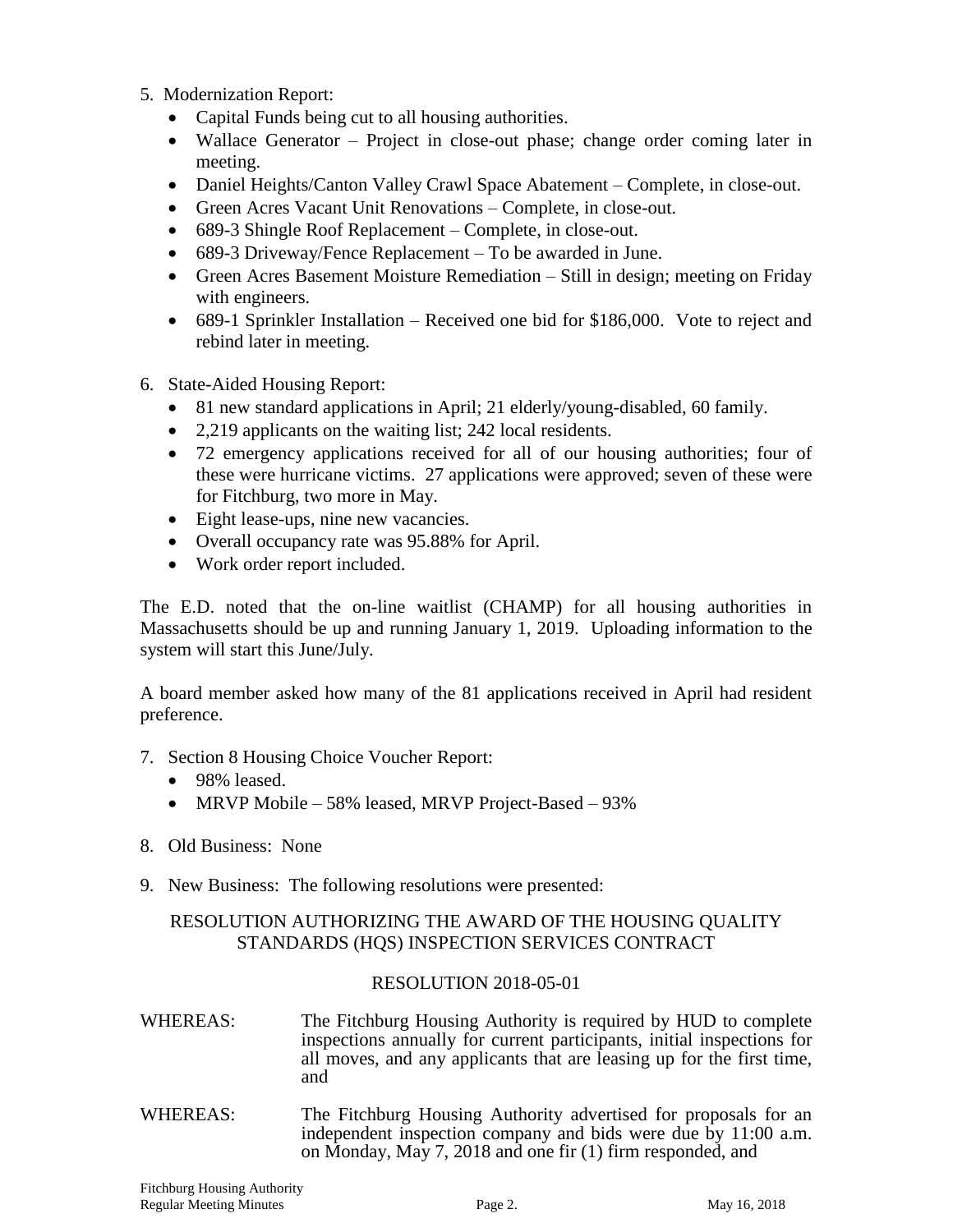5. Modernization Report:
   - Capital Funds being cut to all housing authorities.
   - Wallace Generator – Project in close-out phase; change order coming later in meeting.
   - Daniel Heights/Canton Valley Crawl Space Abatement – Complete, in close-out.
   - Green Acres Vacant Unit Renovations – Complete, in close-out.
   - 689-3 Shingle Roof Replacement – Complete, in close-out.
   - 689-3 Driveway/Fence Replacement – To be awarded in June.
   - Green Acres Basement Moisture Remediation – Still in design; meeting on Friday with engineers.
   - 689-1 Sprinkler Installation – Received one bid for $186,000. Vote to reject and rebind later in meeting.

6. State-Aided Housing Report:
   - 81 new standard applications in April; 21 elderly/young-disabled, 60 family.
   - 2,219 applicants on the waiting list; 242 local residents.
   - 72 emergency applications received for all of our housing authorities; four of these were hurricane victims. 27 applications were approved; seven of these were for Fitchburg, two more in May.
   - Eight lease-ups, nine new vacancies.
   - Overall occupancy rate was 95.88% for April.
   - Work order report included.

The E.D. noted that the on-line waitlist (CHAMP) for all housing authorities in Massachusetts should be up and running January 1, 2019. Uploading information to the system will start this June/July.

A board member asked how many of the 81 applications received in April had resident preference.

7. Section 8 Housing Choice Voucher Report:
   - 98% leased.
   - MRVP Mobile – 58% leased, MRVP Project-Based – 93%

8. Old Business: None

9. New Business: The following resolutions were presented:

RESOLUTION AUTHORIZING THE AWARD OF THE HOUSING QUALITY STANDARDS (HQS) INSPECTION SERVICES CONTRACT

RESOLUTION 2018-05-01

WHEREAS: The Fitchburg Housing Authority is required by HUD to complete inspections annually for current participants, initial inspections for all moves, and any applicants that are leasing up for the first time, and

WHEREAS: The Fitchburg Housing Authority advertised for proposals for an independent inspection company and bids were due by 11:00 a.m. on Monday, May 7, 2018 and one fir (1) firm responded, and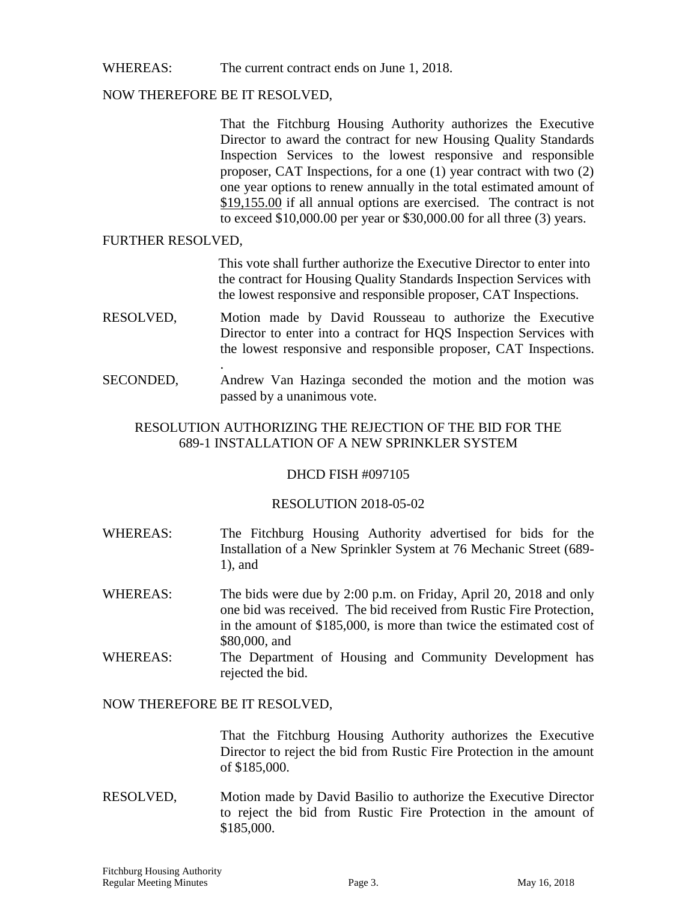WHEREAS: The current contract ends on June 1, 2018.

NOW THEREFORE BE IT RESOLVED,

That the Fitchburg Housing Authority authorizes the Executive Director to award the contract for new Housing Quality Standards Inspection Services to the lowest responsive and responsible proposer, CAT Inspections, for a one (1) year contract with two (2) one year options to renew annually in the total estimated amount of $19,155.00 if all annual options are exercised. The contract is not to exceed $10,000.00 per year or $30,000.00 for all three (3) years.

FURTHER RESOLVED,

This vote shall further authorize the Executive Director to enter into the contract for Housing Quality Standards Inspection Services with the lowest responsive and responsible proposer, CAT Inspections.

RESOLVED, Motion made by David Rousseau to authorize the Executive Director to enter into a contract for HQS Inspection Services with the lowest responsive and responsible proposer, CAT Inspections.
.

SECONDED, Andrew Van Hazinga seconded the motion and the motion was passed by a unanimous vote.

## RESOLUTION AUTHORIZING THE REJECTION OF THE BID FOR THE 689-1 INSTALLATION OF A NEW SPRINKLER SYSTEM

### DHCD FISH #097105

### RESOLUTION 2018-05-02

WHEREAS: The Fitchburg Housing Authority advertised for bids for the Installation of a New Sprinkler System at 76 Mechanic Street (689-1), and

WHEREAS: The bids were due by 2:00 p.m. on Friday, April 20, 2018 and only one bid was received. The bid received from Rustic Fire Protection, in the amount of $185,000, is more than twice the estimated cost of $80,000, and

WHEREAS: The Department of Housing and Community Development has rejected the bid.

NOW THEREFORE BE IT RESOLVED,

That the Fitchburg Housing Authority authorizes the Executive Director to reject the bid from Rustic Fire Protection in the amount of $185,000.

RESOLVED, Motion made by David Basilio to authorize the Executive Director to reject the bid from Rustic Fire Protection in the amount of $185,000.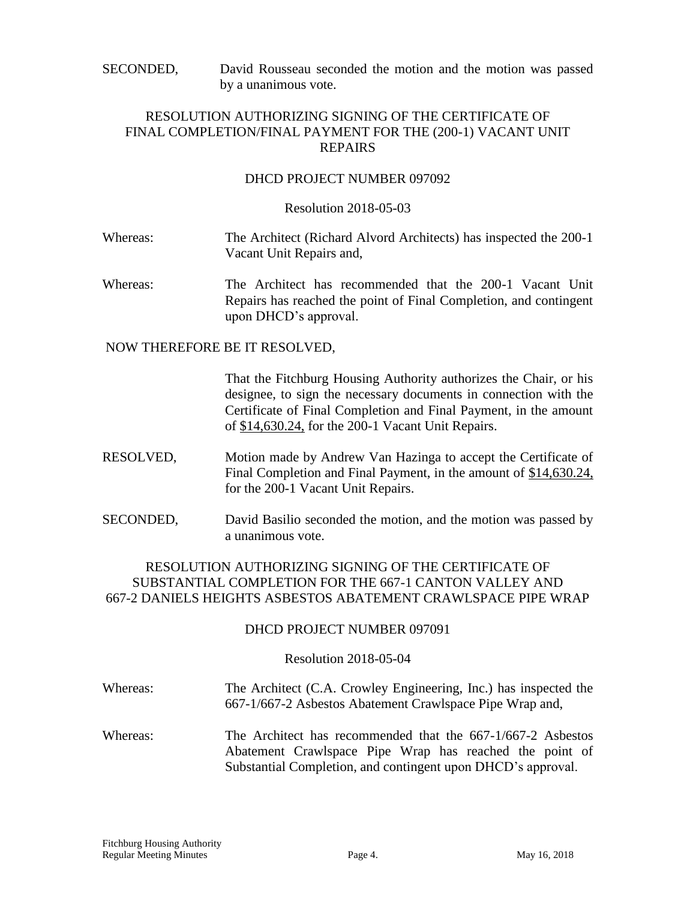SECONDED, David Rousseau seconded the motion and the motion was passed by a unanimous vote.

## RESOLUTION AUTHORIZING SIGNING OF THE CERTIFICATE OF FINAL COMPLETION/FINAL PAYMENT FOR THE (200-1) VACANT UNIT REPAIRS

DHCD PROJECT NUMBER 097092

Resolution 2018-05-03

Whereas: The Architect (Richard Alvord Architects) has inspected the 200-1 Vacant Unit Repairs and,

Whereas: The Architect has recommended that the 200-1 Vacant Unit Repairs has reached the point of Final Completion, and contingent upon DHCD's approval.

NOW THEREFORE BE IT RESOLVED,

That the Fitchburg Housing Authority authorizes the Chair, or his designee, to sign the necessary documents in connection with the Certificate of Final Completion and Final Payment, in the amount of <u>$14,630.24,</u> for the 200-1 Vacant Unit Repairs.

RESOLVED, Motion made by Andrew Van Hazinga to accept the Certificate of Final Completion and Final Payment, in the amount of <u>$14,630.24,</u> for the 200-1 Vacant Unit Repairs.

SECONDED, David Basilio seconded the motion, and the motion was passed by a unanimous vote.

## RESOLUTION AUTHORIZING SIGNING OF THE CERTIFICATE OF SUBSTANTIAL COMPLETION FOR THE 667-1 CANTON VALLEY AND 667-2 DANIELS HEIGHTS ASBESTOS ABATEMENT CRAWLSPACE PIPE WRAP

DHCD PROJECT NUMBER 097091

Resolution 2018-05-04

Whereas: The Architect (C.A. Crowley Engineering, Inc.) has inspected the 667-1/667-2 Asbestos Abatement Crawlspace Pipe Wrap and,

Whereas: The Architect has recommended that the 667-1/667-2 Asbestos Abatement Crawlspace Pipe Wrap has reached the point of Substantial Completion, and contingent upon DHCD's approval.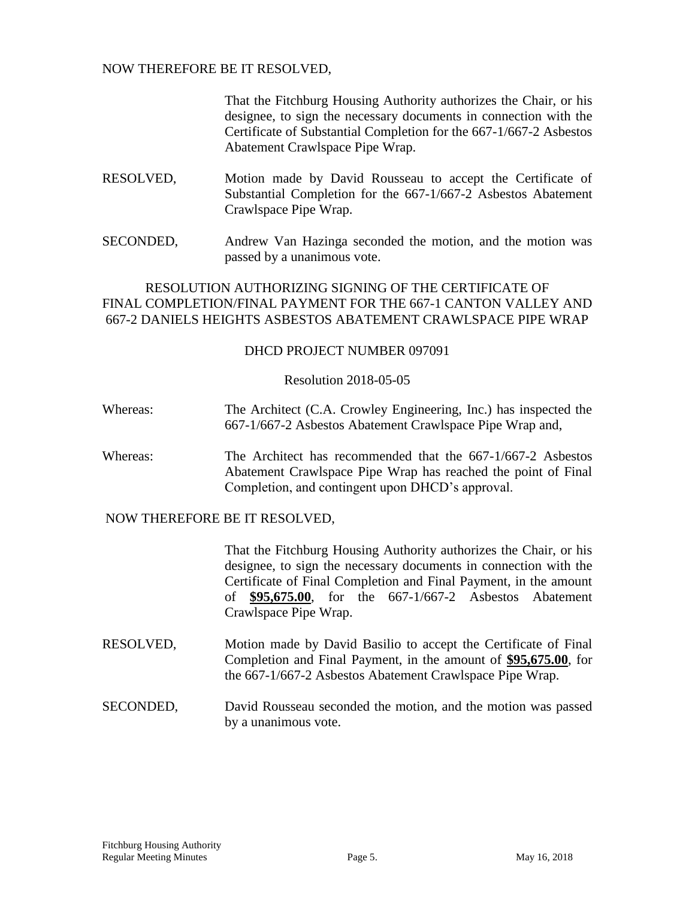NOW THEREFORE BE IT RESOLVED,

That the Fitchburg Housing Authority authorizes the Chair, or his designee, to sign the necessary documents in connection with the Certificate of Substantial Completion for the 667-1/667-2 Asbestos Abatement Crawlspace Pipe Wrap.

RESOLVED, Motion made by David Rousseau to accept the Certificate of Substantial Completion for the 667-1/667-2 Asbestos Abatement Crawlspace Pipe Wrap.

SECONDED, Andrew Van Hazinga seconded the motion, and the motion was passed by a unanimous vote.

RESOLUTION AUTHORIZING SIGNING OF THE CERTIFICATE OF FINAL COMPLETION/FINAL PAYMENT FOR THE 667-1 CANTON VALLEY AND 667-2 DANIELS HEIGHTS ASBESTOS ABATEMENT CRAWLSPACE PIPE WRAP

DHCD PROJECT NUMBER 097091

Resolution 2018-05-05

Whereas: The Architect (C.A. Crowley Engineering, Inc.) has inspected the 667-1/667-2 Asbestos Abatement Crawlspace Pipe Wrap and,

Whereas: The Architect has recommended that the 667-1/667-2 Asbestos Abatement Crawlspace Pipe Wrap has reached the point of Final Completion, and contingent upon DHCD's approval.

NOW THEREFORE BE IT RESOLVED,

That the Fitchburg Housing Authority authorizes the Chair, or his designee, to sign the necessary documents in connection with the Certificate of Final Completion and Final Payment, in the amount of **$95,675.00**, for the 667-1/667-2 Asbestos Abatement Crawlspace Pipe Wrap.

RESOLVED, Motion made by David Basilio to accept the Certificate of Final Completion and Final Payment, in the amount of **$95,675.00**, for the 667-1/667-2 Asbestos Abatement Crawlspace Pipe Wrap.

SECONDED, David Rousseau seconded the motion, and the motion was passed by a unanimous vote.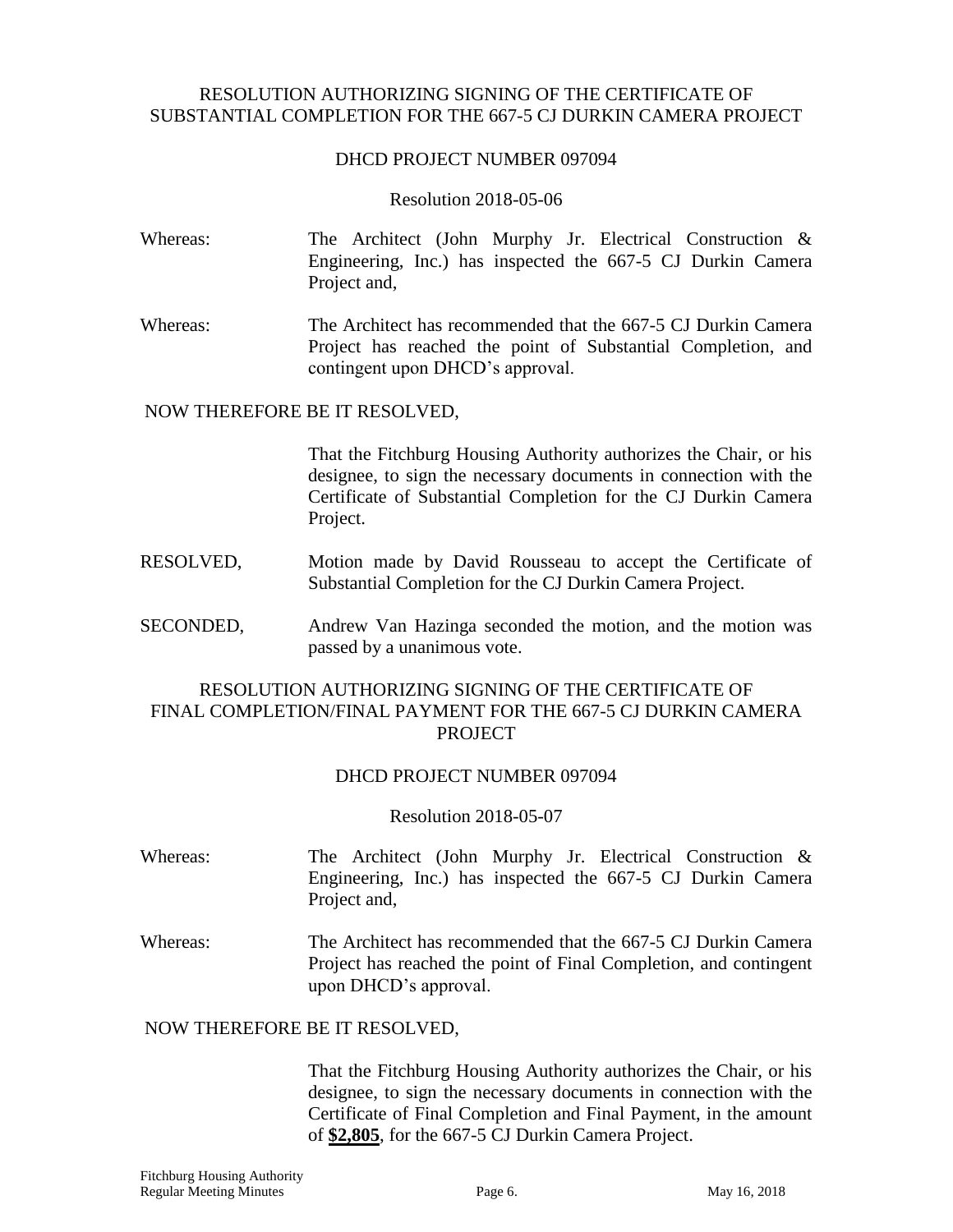## RESOLUTION AUTHORIZING SIGNING OF THE CERTIFICATE OF SUBSTANTIAL COMPLETION FOR THE 667-5 CJ DURKIN CAMERA PROJECT

DHCD PROJECT NUMBER 097094

Resolution 2018-05-06

Whereas: The Architect (John Murphy Jr. Electrical Construction & Engineering, Inc.) has inspected the 667-5 CJ Durkin Camera Project and,

Whereas: The Architect has recommended that the 667-5 CJ Durkin Camera Project has reached the point of Substantial Completion, and contingent upon DHCD's approval.

NOW THEREFORE BE IT RESOLVED,

That the Fitchburg Housing Authority authorizes the Chair, or his designee, to sign the necessary documents in connection with the Certificate of Substantial Completion for the CJ Durkin Camera Project.

RESOLVED, Motion made by David Rousseau to accept the Certificate of Substantial Completion for the CJ Durkin Camera Project.

SECONDED, Andrew Van Hazinga seconded the motion, and the motion was passed by a unanimous vote.

## RESOLUTION AUTHORIZING SIGNING OF THE CERTIFICATE OF FINAL COMPLETION/FINAL PAYMENT FOR THE 667-5 CJ DURKIN CAMERA PROJECT

DHCD PROJECT NUMBER 097094

Resolution 2018-05-07

Whereas: The Architect (John Murphy Jr. Electrical Construction & Engineering, Inc.) has inspected the 667-5 CJ Durkin Camera Project and,

Whereas: The Architect has recommended that the 667-5 CJ Durkin Camera Project has reached the point of Final Completion, and contingent upon DHCD's approval.

NOW THEREFORE BE IT RESOLVED,

That the Fitchburg Housing Authority authorizes the Chair, or his designee, to sign the necessary documents in connection with the Certificate of Final Completion and Final Payment, in the amount of **$2,805**, for the 667-5 CJ Durkin Camera Project.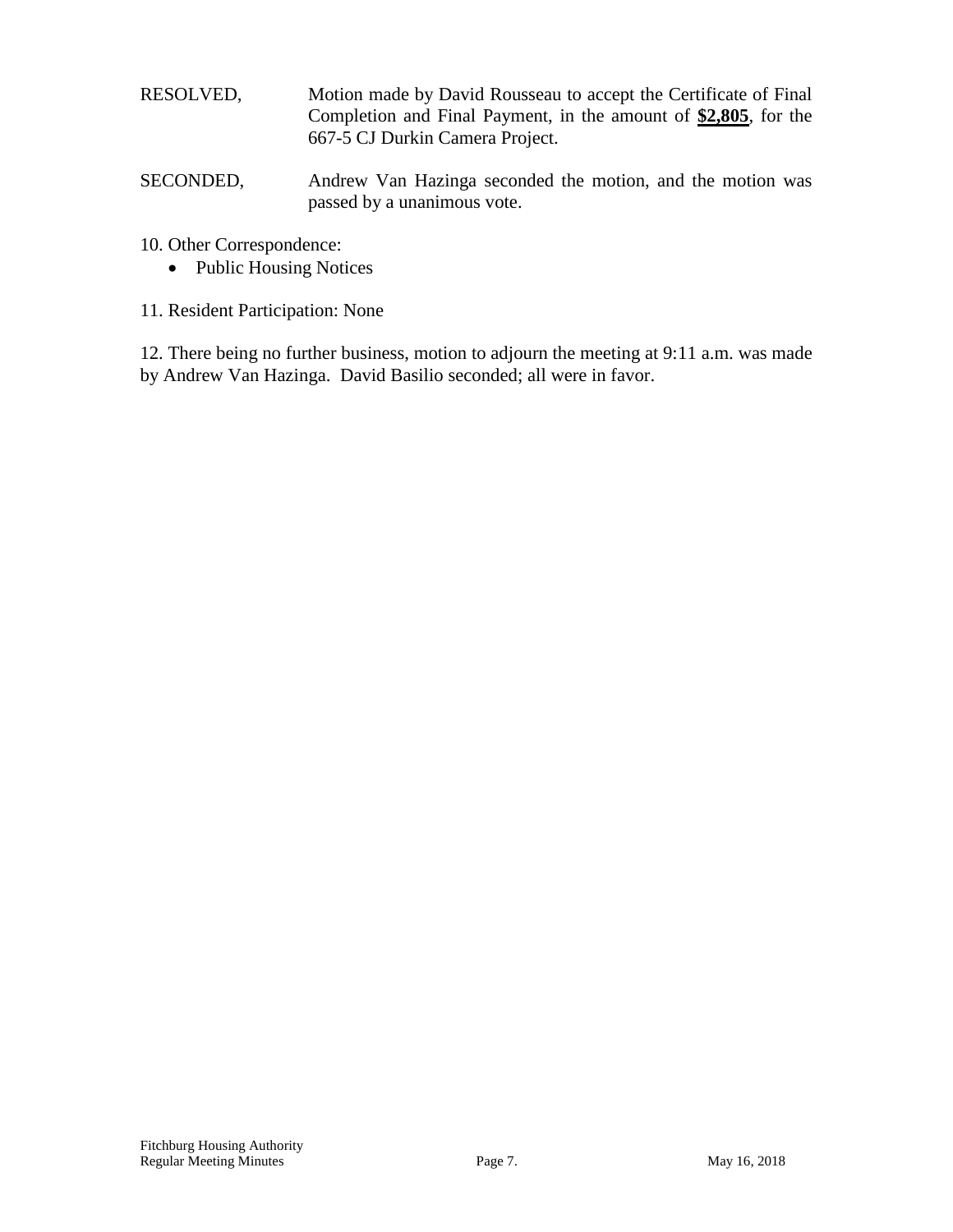RESOLVED, Motion made by David Rousseau to accept the Certificate of Final Completion and Final Payment, in the amount of **<u>$2,805</u>**, for the 667-5 CJ Durkin Camera Project.

SECONDED, Andrew Van Hazinga seconded the motion, and the motion was passed by a unanimous vote.

10. Other Correspondence:

- Public Housing Notices

11. Resident Participation: None

12. There being no further business, motion to adjourn the meeting at 9:11 a.m. was made by Andrew Van Hazinga. David Basilio seconded; all were in favor.